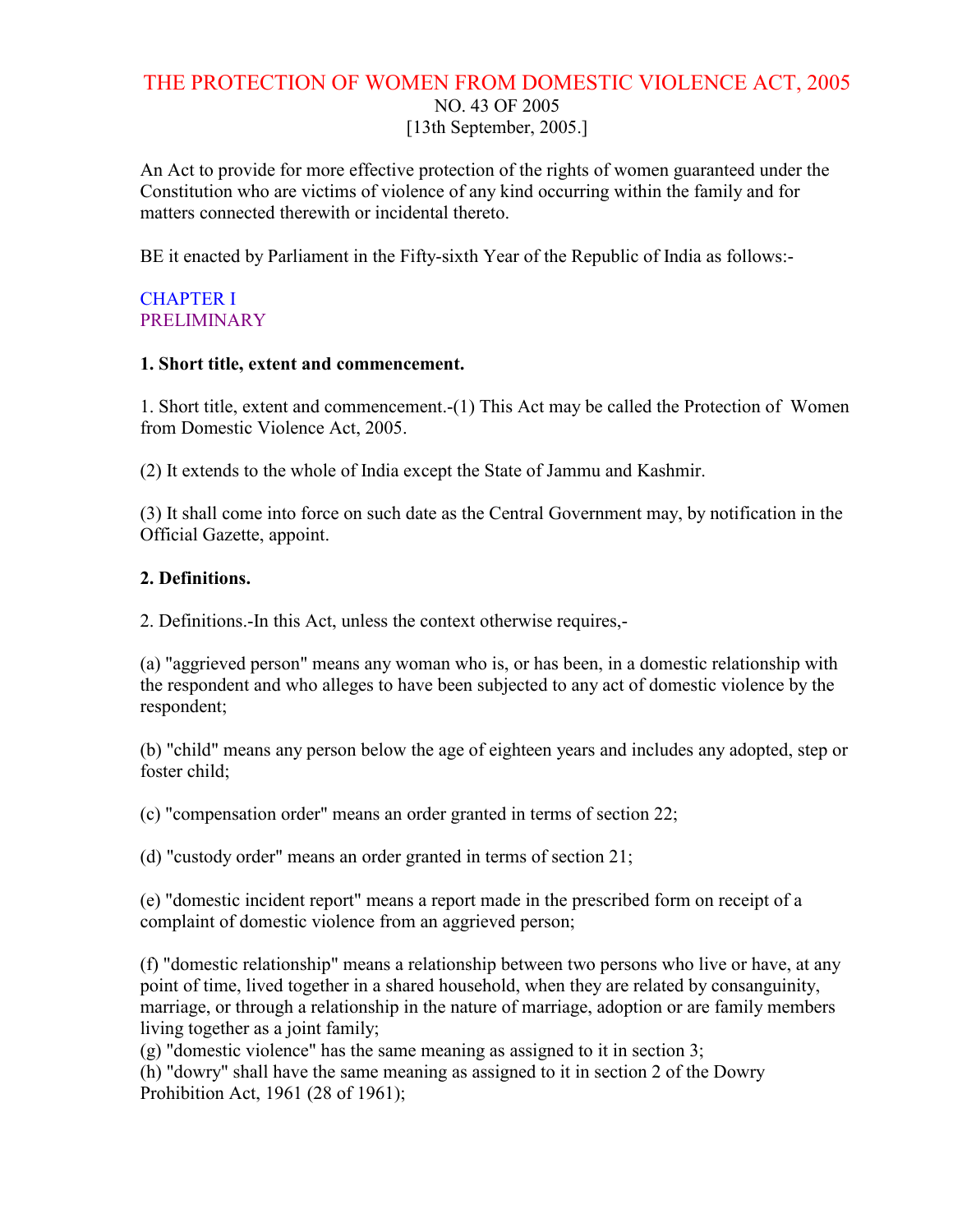# THE PROTECTION OF WOMEN FROM DOMESTIC VIOLENCE ACT, 2005

NO. 43 OF 2005

[13th September, 2005.]

An Act to provide for more effective protection of the rights of women guaranteed under the Constitution who are victims of violence of any kind occurring within the family and for matters connected therewith or incidental thereto.

BE it enacted by Parliament in the Fifty-sixth Year of the Republic of India as follows:-

## CHAPTER I
## PRELIMINARY

**1. Short title, extent and commencement.**

1. Short title, extent and commencement.-(1) This Act may be called the Protection of Women from Domestic Violence Act, 2005.

(2) It extends to the whole of India except the State of Jammu and Kashmir.

(3) It shall come into force on such date as the Central Government may, by notification in the Official Gazette, appoint.

**2. Definitions.**

2. Definitions.-In this Act, unless the context otherwise requires,-

(a) "aggrieved person" means any woman who is, or has been, in a domestic relationship with the respondent and who alleges to have been subjected to any act of domestic violence by the respondent;

(b) "child" means any person below the age of eighteen years and includes any adopted, step or foster child;

(c) "compensation order" means an order granted in terms of section 22;

(d) "custody order" means an order granted in terms of section 21;

(e) "domestic incident report" means a report made in the prescribed form on receipt of a complaint of domestic violence from an aggrieved person;

(f) "domestic relationship" means a relationship between two persons who live or have, at any point of time, lived together in a shared household, when they are related by consanguinity, marriage, or through a relationship in the nature of marriage, adoption or are family members living together as a joint family;

(g) "domestic violence" has the same meaning as assigned to it in section 3;

(h) "dowry" shall have the same meaning as assigned to it in section 2 of the Dowry Prohibition Act, 1961 (28 of 1961);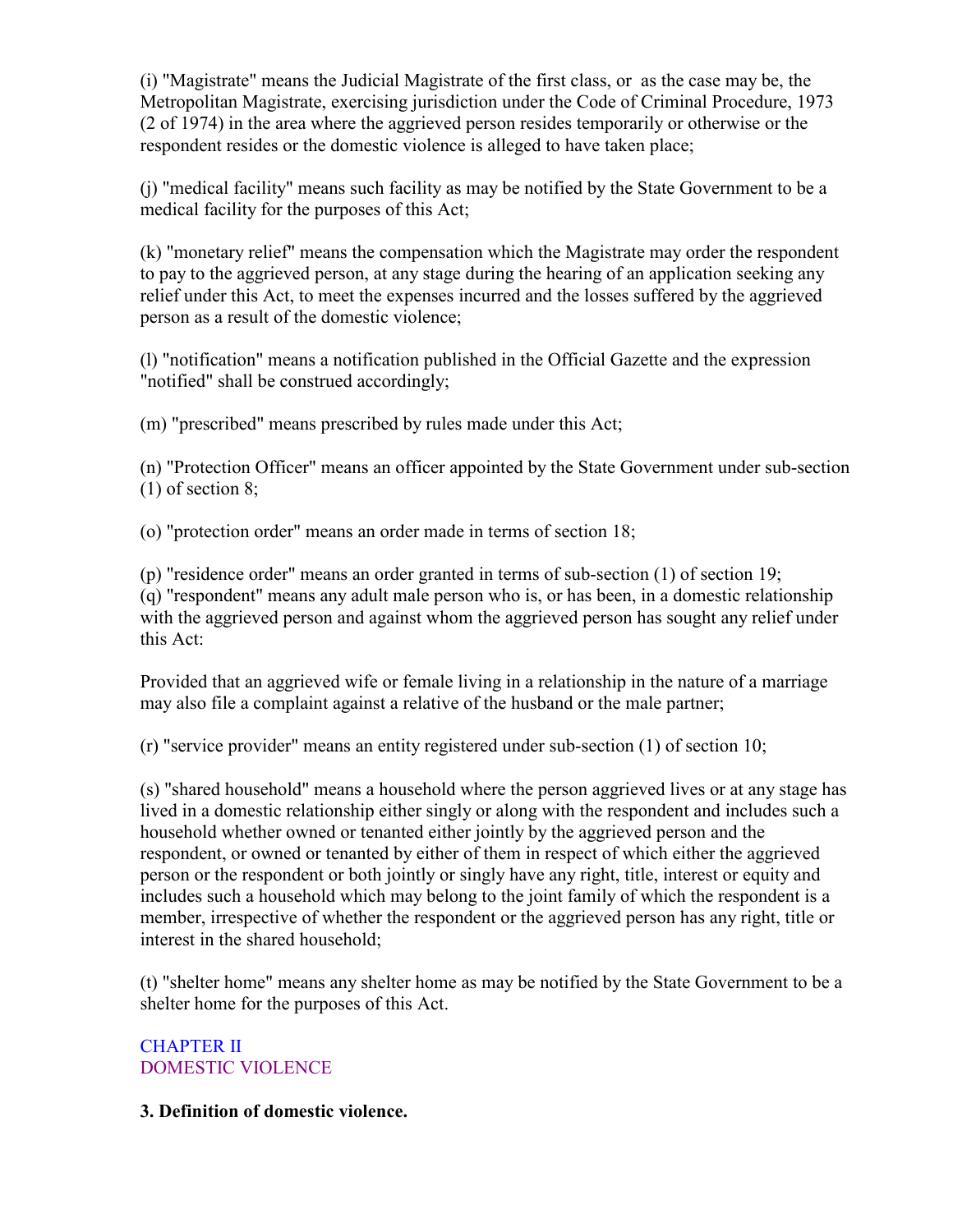(i) "Magistrate" means the Judicial Magistrate of the first class, or as the case may be, the Metropolitan Magistrate, exercising jurisdiction under the Code of Criminal Procedure, 1973 (2 of 1974) in the area where the aggrieved person resides temporarily or otherwise or the respondent resides or the domestic violence is alleged to have taken place;

(j) "medical facility" means such facility as may be notified by the State Government to be a medical facility for the purposes of this Act;

(k) "monetary relief" means the compensation which the Magistrate may order the respondent to pay to the aggrieved person, at any stage during the hearing of an application seeking any relief under this Act, to meet the expenses incurred and the losses suffered by the aggrieved person as a result of the domestic violence;

(l) "notification" means a notification published in the Official Gazette and the expression "notified" shall be construed accordingly;

(m) "prescribed" means prescribed by rules made under this Act;

(n) "Protection Officer" means an officer appointed by the State Government under sub-section (1) of section 8;

(o) "protection order" means an order made in terms of section 18;

(p) "residence order" means an order granted in terms of sub-section (1) of section 19;
(q) "respondent" means any adult male person who is, or has been, in a domestic relationship with the aggrieved person and against whom the aggrieved person has sought any relief under this Act:

Provided that an aggrieved wife or female living in a relationship in the nature of a marriage may also file a complaint against a relative of the husband or the male partner;

(r) "service provider" means an entity registered under sub-section (1) of section 10;

(s) "shared household" means a household where the person aggrieved lives or at any stage has lived in a domestic relationship either singly or along with the respondent and includes such a household whether owned or tenanted either jointly by the aggrieved person and the respondent, or owned or tenanted by either of them in respect of which either the aggrieved person or the respondent or both jointly or singly have any right, title, interest or equity and includes such a household which may belong to the joint family of which the respondent is a member, irrespective of whether the respondent or the aggrieved person has any right, title or interest in the shared household;

(t) "shelter home" means any shelter home as may be notified by the State Government to be a shelter home for the purposes of this Act.

## CHAPTER II
## DOMESTIC VIOLENCE

**3. Definition of domestic violence.**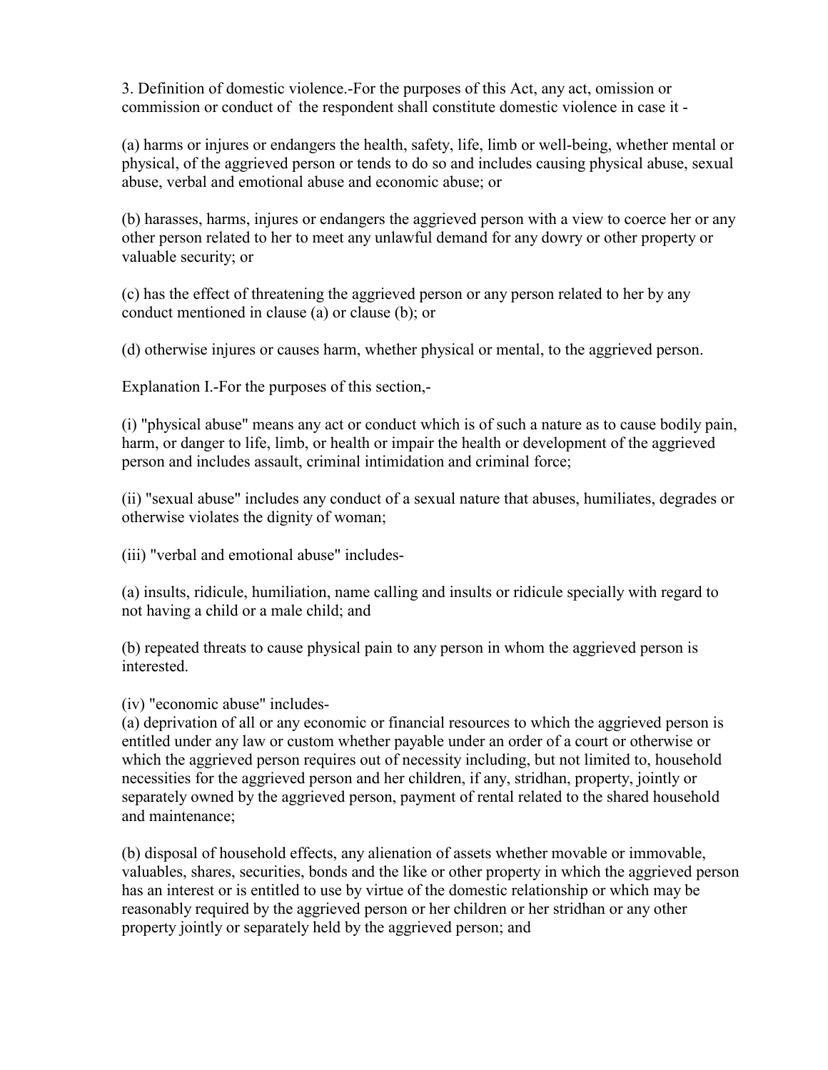3. Definition of domestic violence.-For the purposes of this Act, any act, omission or commission or conduct of the respondent shall constitute domestic violence in case it -

(a) harms or injures or endangers the health, safety, life, limb or well-being, whether mental or physical, of the aggrieved person or tends to do so and includes causing physical abuse, sexual abuse, verbal and emotional abuse and economic abuse; or

(b) harasses, harms, injures or endangers the aggrieved person with a view to coerce her or any other person related to her to meet any unlawful demand for any dowry or other property or valuable security; or

(c) has the effect of threatening the aggrieved person or any person related to her by any conduct mentioned in clause (a) or clause (b); or

(d) otherwise injures or causes harm, whether physical or mental, to the aggrieved person.

Explanation I.-For the purposes of this section,-

(i) "physical abuse" means any act or conduct which is of such a nature as to cause bodily pain, harm, or danger to life, limb, or health or impair the health or development of the aggrieved person and includes assault, criminal intimidation and criminal force;

(ii) "sexual abuse" includes any conduct of a sexual nature that abuses, humiliates, degrades or otherwise violates the dignity of woman;

(iii) "verbal and emotional abuse" includes-

(a) insults, ridicule, humiliation, name calling and insults or ridicule specially with regard to not having a child or a male child; and

(b) repeated threats to cause physical pain to any person in whom the aggrieved person is interested.

(iv) "economic abuse" includes-

(a) deprivation of all or any economic or financial resources to which the aggrieved person is entitled under any law or custom whether payable under an order of a court or otherwise or which the aggrieved person requires out of necessity including, but not limited to, household necessities for the aggrieved person and her children, if any, stridhan, property, jointly or separately owned by the aggrieved person, payment of rental related to the shared household and maintenance;

(b) disposal of household effects, any alienation of assets whether movable or immovable, valuables, shares, securities, bonds and the like or other property in which the aggrieved person has an interest or is entitled to use by virtue of the domestic relationship or which may be reasonably required by the aggrieved person or her children or her stridhan or any other property jointly or separately held by the aggrieved person; and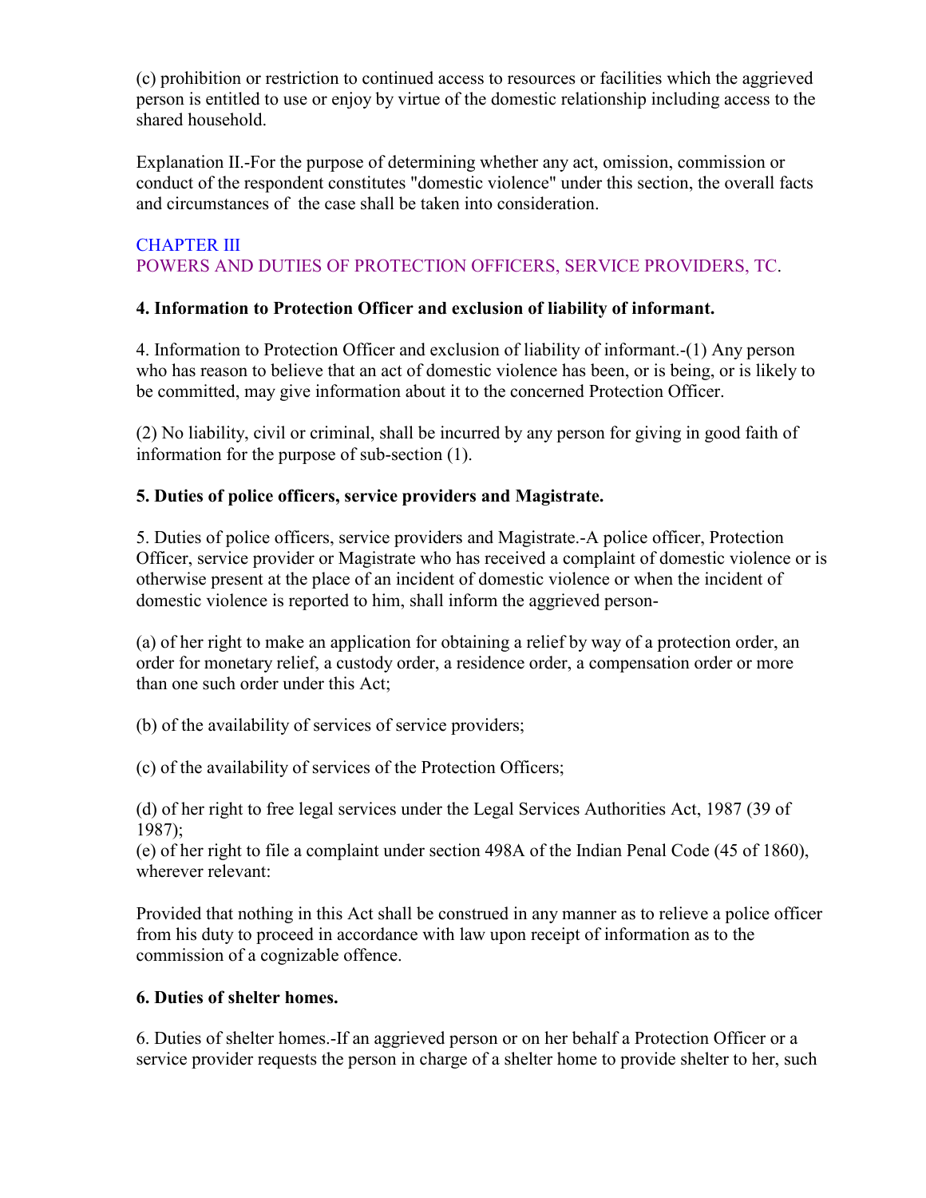(c) prohibition or restriction to continued access to resources or facilities which the aggrieved person is entitled to use or enjoy by virtue of the domestic relationship including access to the shared household.

Explanation II.-For the purpose of determining whether any act, omission, commission or conduct of the respondent constitutes "domestic violence" under this section, the overall facts and circumstances of the case shall be taken into consideration.

## CHAPTER III
## POWERS AND DUTIES OF PROTECTION OFFICERS, SERVICE PROVIDERS, TC.

### 4. Information to Protection Officer and exclusion of liability of informant.

4. Information to Protection Officer and exclusion of liability of informant.-(1) Any person who has reason to believe that an act of domestic violence has been, or is being, or is likely to be committed, may give information about it to the concerned Protection Officer.

(2) No liability, civil or criminal, shall be incurred by any person for giving in good faith of information for the purpose of sub-section (1).

### 5. Duties of police officers, service providers and Magistrate.

5. Duties of police officers, service providers and Magistrate.-A police officer, Protection Officer, service provider or Magistrate who has received a complaint of domestic violence or is otherwise present at the place of an incident of domestic violence or when the incident of domestic violence is reported to him, shall inform the aggrieved person-

(a) of her right to make an application for obtaining a relief by way of a protection order, an order for monetary relief, a custody order, a residence order, a compensation order or more than one such order under this Act;

(b) of the availability of services of service providers;

(c) of the availability of services of the Protection Officers;

(d) of her right to free legal services under the Legal Services Authorities Act, 1987 (39 of 1987);
(e) of her right to file a complaint under section 498A of the Indian Penal Code (45 of 1860), wherever relevant:

Provided that nothing in this Act shall be construed in any manner as to relieve a police officer from his duty to proceed in accordance with law upon receipt of information as to the commission of a cognizable offence.

### 6. Duties of shelter homes.

6. Duties of shelter homes.-If an aggrieved person or on her behalf a Protection Officer or a service provider requests the person in charge of a shelter home to provide shelter to her, such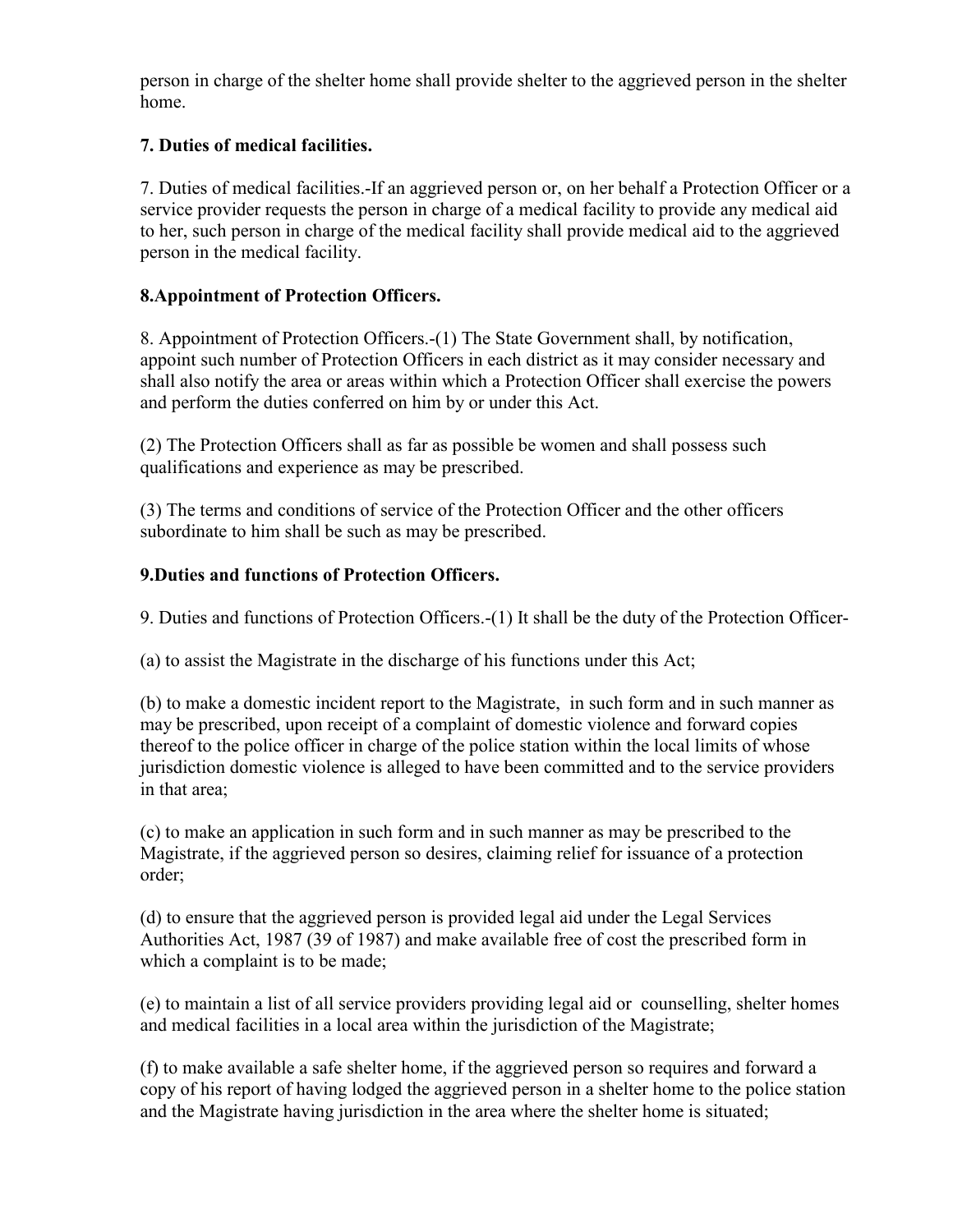person in charge of the shelter home shall provide shelter to the aggrieved person in the shelter home.

**7. Duties of medical facilities.**

7. Duties of medical facilities.-If an aggrieved person or, on her behalf a Protection Officer or a service provider requests the person in charge of a medical facility to provide any medical aid to her, such person in charge of the medical facility shall provide medical aid to the aggrieved person in the medical facility.

**8.Appointment of Protection Officers.**

8. Appointment of Protection Officers.-(1) The State Government shall, by notification, appoint such number of Protection Officers in each district as it may consider necessary and shall also notify the area or areas within which a Protection Officer shall exercise the powers and perform the duties conferred on him by or under this Act.

(2) The Protection Officers shall as far as possible be women and shall possess such qualifications and experience as may be prescribed.

(3) The terms and conditions of service of the Protection Officer and the other officers subordinate to him shall be such as may be prescribed.

**9.Duties and functions of Protection Officers.**

9. Duties and functions of Protection Officers.-(1) It shall be the duty of the Protection Officer-

(a) to assist the Magistrate in the discharge of his functions under this Act;

(b) to make a domestic incident report to the Magistrate, in such form and in such manner as may be prescribed, upon receipt of a complaint of domestic violence and forward copies thereof to the police officer in charge of the police station within the local limits of whose jurisdiction domestic violence is alleged to have been committed and to the service providers in that area;

(c) to make an application in such form and in such manner as may be prescribed to the Magistrate, if the aggrieved person so desires, claiming relief for issuance of a protection order;

(d) to ensure that the aggrieved person is provided legal aid under the Legal Services Authorities Act, 1987 (39 of 1987) and make available free of cost the prescribed form in which a complaint is to be made;

(e) to maintain a list of all service providers providing legal aid or counselling, shelter homes and medical facilities in a local area within the jurisdiction of the Magistrate;

(f) to make available a safe shelter home, if the aggrieved person so requires and forward a copy of his report of having lodged the aggrieved person in a shelter home to the police station and the Magistrate having jurisdiction in the area where the shelter home is situated;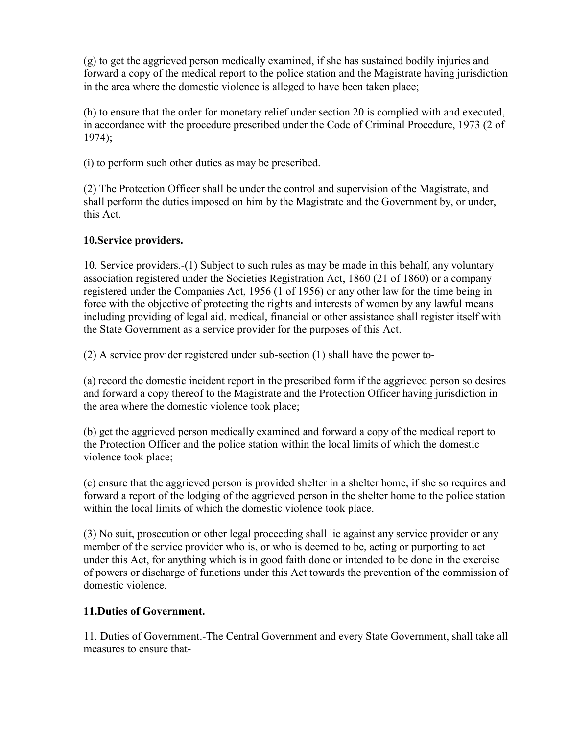(g) to get the aggrieved person medically examined, if she has sustained bodily injuries and forward a copy of the medical report to the police station and the Magistrate having jurisdiction in the area where the domestic violence is alleged to have been taken place;

(h) to ensure that the order for monetary relief under section 20 is complied with and executed, in accordance with the procedure prescribed under the Code of Criminal Procedure, 1973 (2 of 1974);

(i) to perform such other duties as may be prescribed.

(2) The Protection Officer shall be under the control and supervision of the Magistrate, and shall perform the duties imposed on him by the Magistrate and the Government by, or under, this Act.

**10.Service providers.**

10. Service providers.-(1) Subject to such rules as may be made in this behalf, any voluntary association registered under the Societies Registration Act, 1860 (21 of 1860) or a company registered under the Companies Act, 1956 (1 of 1956) or any other law for the time being in force with the objective of protecting the rights and interests of women by any lawful means including providing of legal aid, medical, financial or other assistance shall register itself with the State Government as a service provider for the purposes of this Act.

(2) A service provider registered under sub-section (1) shall have the power to-

(a) record the domestic incident report in the prescribed form if the aggrieved person so desires and forward a copy thereof to the Magistrate and the Protection Officer having jurisdiction in the area where the domestic violence took place;

(b) get the aggrieved person medically examined and forward a copy of the medical report to the Protection Officer and the police station within the local limits of which the domestic violence took place;

(c) ensure that the aggrieved person is provided shelter in a shelter home, if she so requires and forward a report of the lodging of the aggrieved person in the shelter home to the police station within the local limits of which the domestic violence took place.

(3) No suit, prosecution or other legal proceeding shall lie against any service provider or any member of the service provider who is, or who is deemed to be, acting or purporting to act under this Act, for anything which is in good faith done or intended to be done in the exercise of powers or discharge of functions under this Act towards the prevention of the commission of domestic violence.

**11.Duties of Government.**

11. Duties of Government.-The Central Government and every State Government, shall take all measures to ensure that-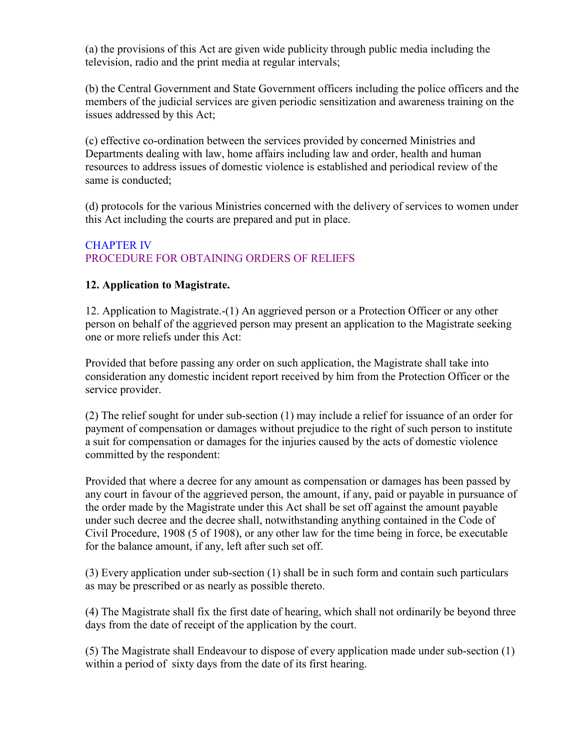(a) the provisions of this Act are given wide publicity through public media including the television, radio and the print media at regular intervals;

(b) the Central Government and State Government officers including the police officers and the members of the judicial services are given periodic sensitization and awareness training on the issues addressed by this Act;

(c) effective co-ordination between the services provided by concerned Ministries and Departments dealing with law, home affairs including law and order, health and human resources to address issues of domestic violence is established and periodical review of the same is conducted;

(d) protocols for the various Ministries concerned with the delivery of services to women under this Act including the courts are prepared and put in place.

## CHAPTER IV
## PROCEDURE FOR OBTAINING ORDERS OF RELIEFS

### 12. Application to Magistrate.

12. Application to Magistrate.-(1) An aggrieved person or a Protection Officer or any other person on behalf of the aggrieved person may present an application to the Magistrate seeking one or more reliefs under this Act:

Provided that before passing any order on such application, the Magistrate shall take into consideration any domestic incident report received by him from the Protection Officer or the service provider.

(2) The relief sought for under sub-section (1) may include a relief for issuance of an order for payment of compensation or damages without prejudice to the right of such person to institute a suit for compensation or damages for the injuries caused by the acts of domestic violence committed by the respondent:

Provided that where a decree for any amount as compensation or damages has been passed by any court in favour of the aggrieved person, the amount, if any, paid or payable in pursuance of the order made by the Magistrate under this Act shall be set off against the amount payable under such decree and the decree shall, notwithstanding anything contained in the Code of Civil Procedure, 1908 (5 of 1908), or any other law for the time being in force, be executable for the balance amount, if any, left after such set off.

(3) Every application under sub-section (1) shall be in such form and contain such particulars as may be prescribed or as nearly as possible thereto.

(4) The Magistrate shall fix the first date of hearing, which shall not ordinarily be beyond three days from the date of receipt of the application by the court.

(5) The Magistrate shall Endeavour to dispose of every application made under sub-section (1) within a period of sixty days from the date of its first hearing.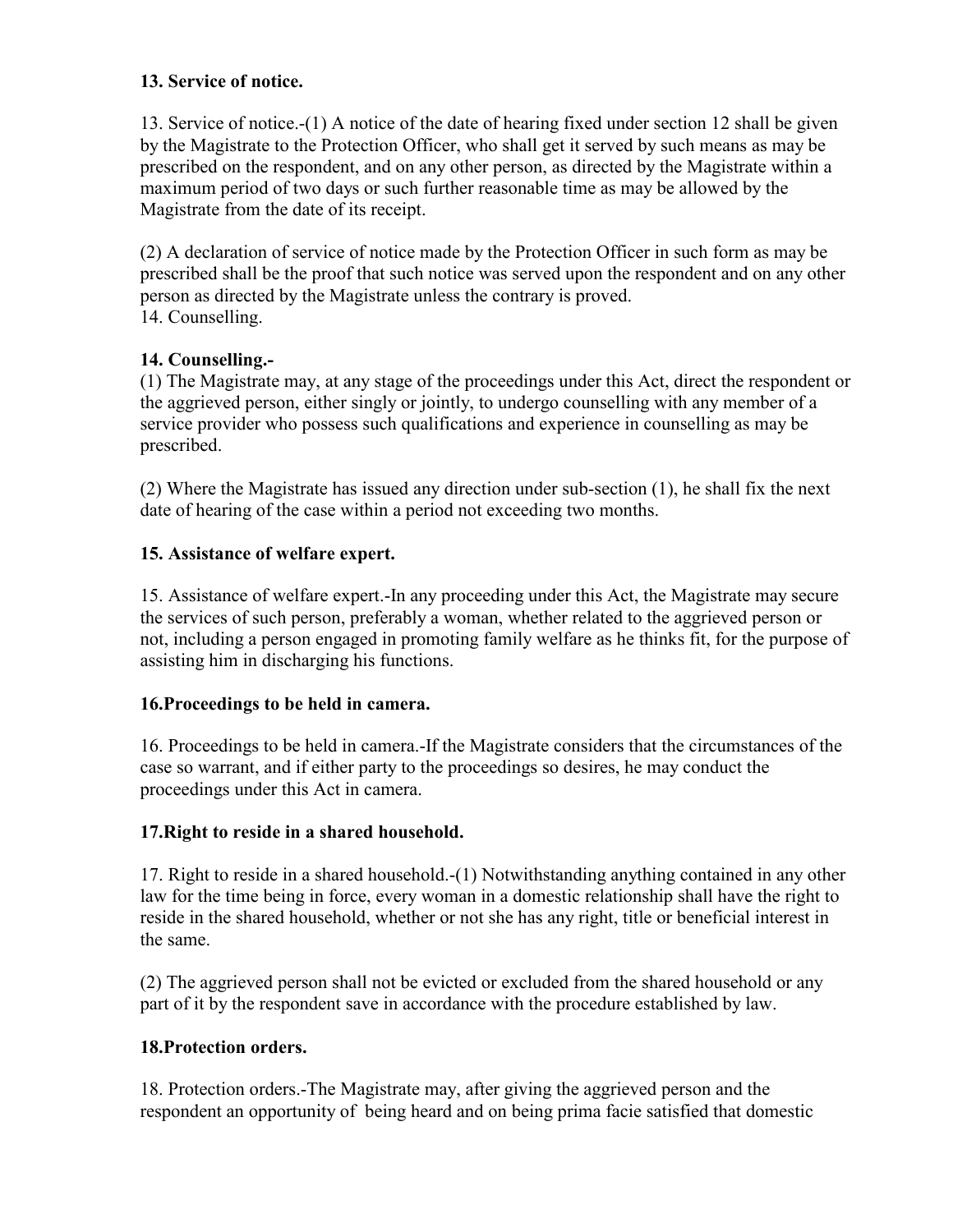**13. Service of notice.**

13. Service of notice.-(1) A notice of the date of hearing fixed under section 12 shall be given by the Magistrate to the Protection Officer, who shall get it served by such means as may be prescribed on the respondent, and on any other person, as directed by the Magistrate within a maximum period of two days or such further reasonable time as may be allowed by the Magistrate from the date of its receipt.

(2) A declaration of service of notice made by the Protection Officer in such form as may be prescribed shall be the proof that such notice was served upon the respondent and on any other person as directed by the Magistrate unless the contrary is proved.
14. Counselling.

**14. Counselling.-**
(1) The Magistrate may, at any stage of the proceedings under this Act, direct the respondent or the aggrieved person, either singly or jointly, to undergo counselling with any member of a service provider who possess such qualifications and experience in counselling as may be prescribed.

(2) Where the Magistrate has issued any direction under sub-section (1), he shall fix the next date of hearing of the case within a period not exceeding two months.

**15. Assistance of welfare expert.**

15. Assistance of welfare expert.-In any proceeding under this Act, the Magistrate may secure the services of such person, preferably a woman, whether related to the aggrieved person or not, including a person engaged in promoting family welfare as he thinks fit, for the purpose of assisting him in discharging his functions.

**16.Proceedings to be held in camera.**

16. Proceedings to be held in camera.-If the Magistrate considers that the circumstances of the case so warrant, and if either party to the proceedings so desires, he may conduct the proceedings under this Act in camera.

**17.Right to reside in a shared household.**

17. Right to reside in a shared household.-(1) Notwithstanding anything contained in any other law for the time being in force, every woman in a domestic relationship shall have the right to reside in the shared household, whether or not she has any right, title or beneficial interest in the same.

(2) The aggrieved person shall not be evicted or excluded from the shared household or any part of it by the respondent save in accordance with the procedure established by law.

**18.Protection orders.**

18. Protection orders.-The Magistrate may, after giving the aggrieved person and the respondent an opportunity of being heard and on being prima facie satisfied that domestic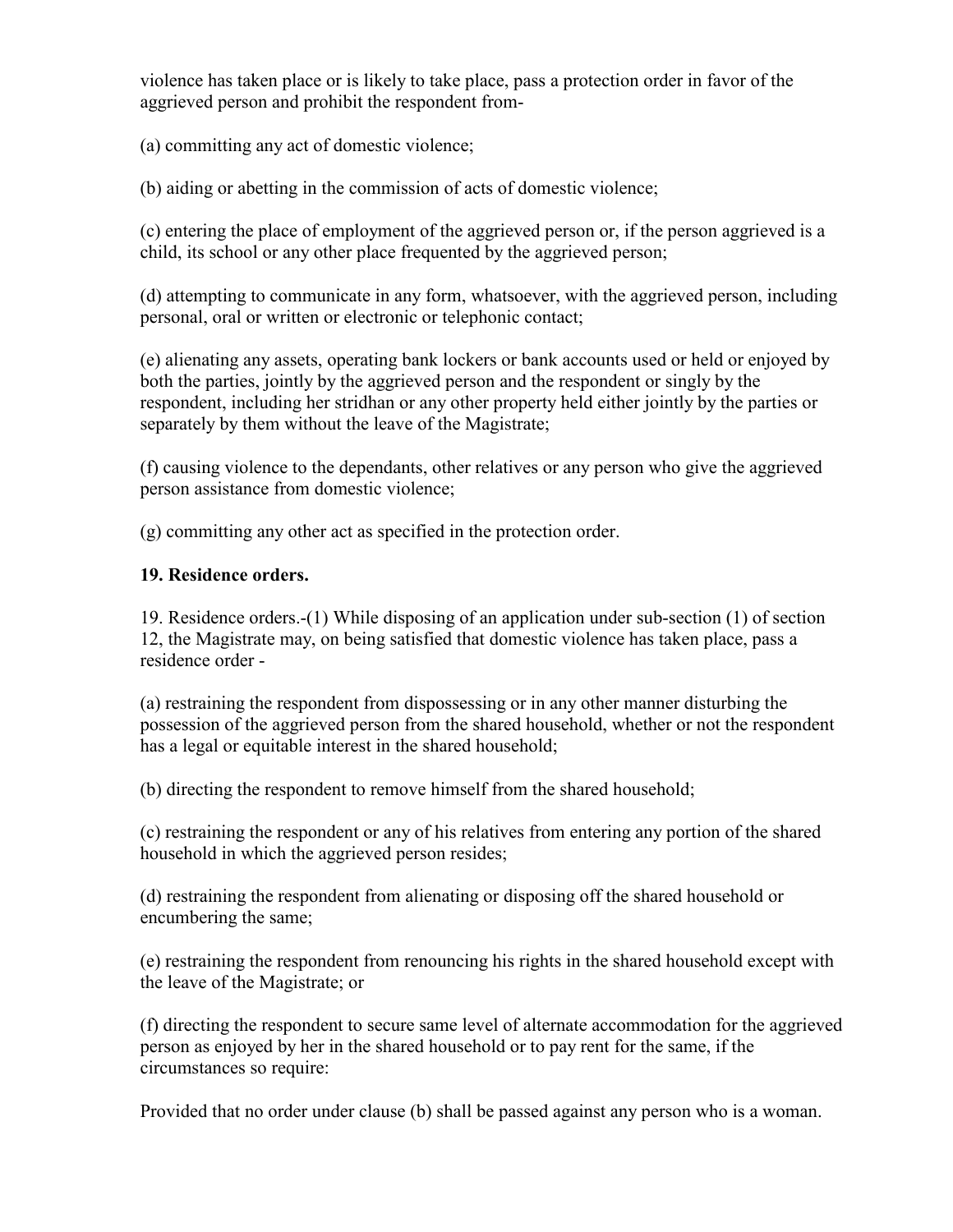violence has taken place or is likely to take place, pass a protection order in favor of the aggrieved person and prohibit the respondent from-

(a) committing any act of domestic violence;

(b) aiding or abetting in the commission of acts of domestic violence;

(c) entering the place of employment of the aggrieved person or, if the person aggrieved is a child, its school or any other place frequented by the aggrieved person;

(d) attempting to communicate in any form, whatsoever, with the aggrieved person, including personal, oral or written or electronic or telephonic contact;

(e) alienating any assets, operating bank lockers or bank accounts used or held or enjoyed by both the parties, jointly by the aggrieved person and the respondent or singly by the respondent, including her stridhan or any other property held either jointly by the parties or separately by them without the leave of the Magistrate;

(f) causing violence to the dependants, other relatives or any person who give the aggrieved person assistance from domestic violence;

(g) committing any other act as specified in the protection order.

**19. Residence orders.**

19. Residence orders.-(1) While disposing of an application under sub-section (1) of section 12, the Magistrate may, on being satisfied that domestic violence has taken place, pass a residence order -

(a) restraining the respondent from dispossessing or in any other manner disturbing the possession of the aggrieved person from the shared household, whether or not the respondent has a legal or equitable interest in the shared household;

(b) directing the respondent to remove himself from the shared household;

(c) restraining the respondent or any of his relatives from entering any portion of the shared household in which the aggrieved person resides;

(d) restraining the respondent from alienating or disposing off the shared household or encumbering the same;

(e) restraining the respondent from renouncing his rights in the shared household except with the leave of the Magistrate; or

(f) directing the respondent to secure same level of alternate accommodation for the aggrieved person as enjoyed by her in the shared household or to pay rent for the same, if the circumstances so require:

Provided that no order under clause (b) shall be passed against any person who is a woman.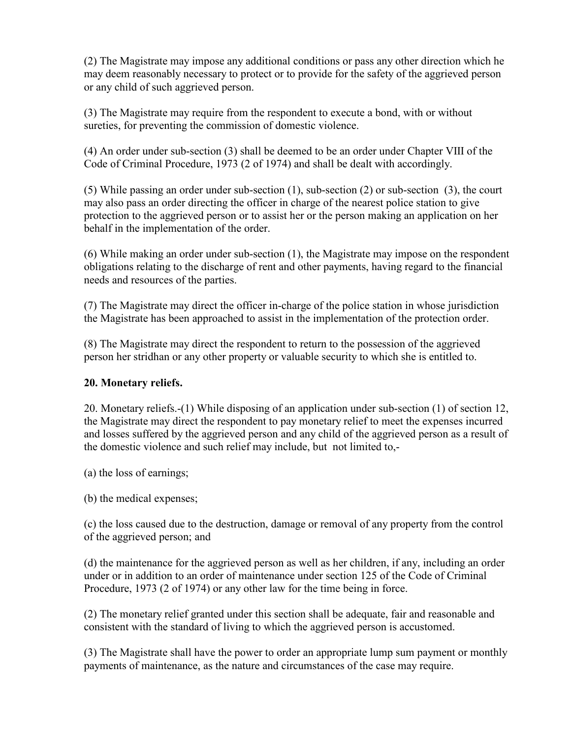(2) The Magistrate may impose any additional conditions or pass any other direction which he may deem reasonably necessary to protect or to provide for the safety of the aggrieved person or any child of such aggrieved person.

(3) The Magistrate may require from the respondent to execute a bond, with or without sureties, for preventing the commission of domestic violence.

(4) An order under sub-section (3) shall be deemed to be an order under Chapter VIII of the Code of Criminal Procedure, 1973 (2 of 1974) and shall be dealt with accordingly.

(5) While passing an order under sub-section (1), sub-section (2) or sub-section (3), the court may also pass an order directing the officer in charge of the nearest police station to give protection to the aggrieved person or to assist her or the person making an application on her behalf in the implementation of the order.

(6) While making an order under sub-section (1), the Magistrate may impose on the respondent obligations relating to the discharge of rent and other payments, having regard to the financial needs and resources of the parties.

(7) The Magistrate may direct the officer in-charge of the police station in whose jurisdiction the Magistrate has been approached to assist in the implementation of the protection order.

(8) The Magistrate may direct the respondent to return to the possession of the aggrieved person her stridhan or any other property or valuable security to which she is entitled to.

**20. Monetary reliefs.**

20. Monetary reliefs.-(1) While disposing of an application under sub-section (1) of section 12, the Magistrate may direct the respondent to pay monetary relief to meet the expenses incurred and losses suffered by the aggrieved person and any child of the aggrieved person as a result of the domestic violence and such relief may include, but not limited to,-

(a) the loss of earnings;

(b) the medical expenses;

(c) the loss caused due to the destruction, damage or removal of any property from the control of the aggrieved person; and

(d) the maintenance for the aggrieved person as well as her children, if any, including an order under or in addition to an order of maintenance under section 125 of the Code of Criminal Procedure, 1973 (2 of 1974) or any other law for the time being in force.

(2) The monetary relief granted under this section shall be adequate, fair and reasonable and consistent with the standard of living to which the aggrieved person is accustomed.

(3) The Magistrate shall have the power to order an appropriate lump sum payment or monthly payments of maintenance, as the nature and circumstances of the case may require.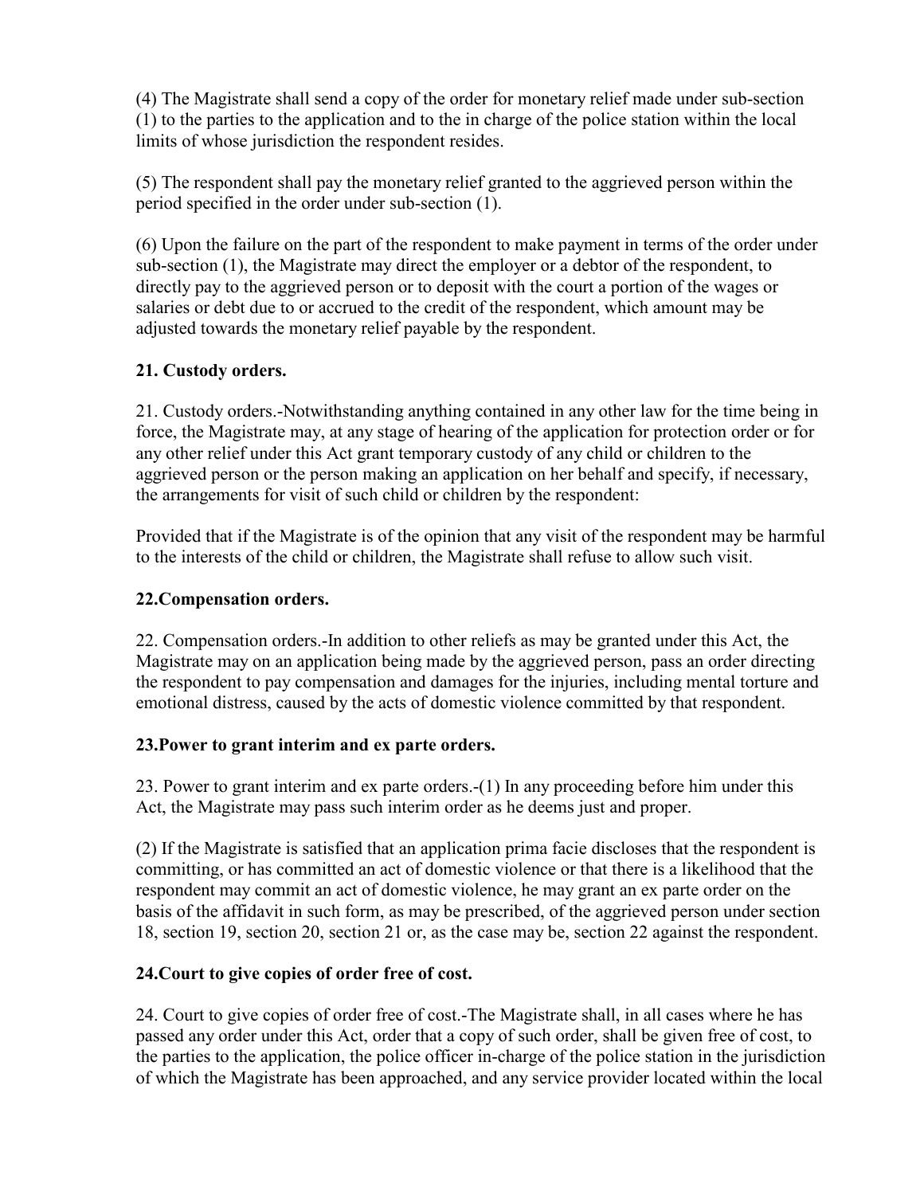(4) The Magistrate shall send a copy of the order for monetary relief made under sub-section (1) to the parties to the application and to the in charge of the police station within the local limits of whose jurisdiction the respondent resides.

(5) The respondent shall pay the monetary relief granted to the aggrieved person within the period specified in the order under sub-section (1).

(6) Upon the failure on the part of the respondent to make payment in terms of the order under sub-section (1), the Magistrate may direct the employer or a debtor of the respondent, to directly pay to the aggrieved person or to deposit with the court a portion of the wages or salaries or debt due to or accrued to the credit of the respondent, which amount may be adjusted towards the monetary relief payable by the respondent.

### 21. Custody orders.

21. Custody orders.-Notwithstanding anything contained in any other law for the time being in force, the Magistrate may, at any stage of hearing of the application for protection order or for any other relief under this Act grant temporary custody of any child or children to the aggrieved person or the person making an application on her behalf and specify, if necessary, the arrangements for visit of such child or children by the respondent:

Provided that if the Magistrate is of the opinion that any visit of the respondent may be harmful to the interests of the child or children, the Magistrate shall refuse to allow such visit.

### 22.Compensation orders.

22. Compensation orders.-In addition to other reliefs as may be granted under this Act, the Magistrate may on an application being made by the aggrieved person, pass an order directing the respondent to pay compensation and damages for the injuries, including mental torture and emotional distress, caused by the acts of domestic violence committed by that respondent.

### 23.Power to grant interim and ex parte orders.

23. Power to grant interim and ex parte orders.-(1) In any proceeding before him under this Act, the Magistrate may pass such interim order as he deems just and proper.

(2) If the Magistrate is satisfied that an application prima facie discloses that the respondent is committing, or has committed an act of domestic violence or that there is a likelihood that the respondent may commit an act of domestic violence, he may grant an ex parte order on the basis of the affidavit in such form, as may be prescribed, of the aggrieved person under section 18, section 19, section 20, section 21 or, as the case may be, section 22 against the respondent.

### 24.Court to give copies of order free of cost.

24. Court to give copies of order free of cost.-The Magistrate shall, in all cases where he has passed any order under this Act, order that a copy of such order, shall be given free of cost, to the parties to the application, the police officer in-charge of the police station in the jurisdiction of which the Magistrate has been approached, and any service provider located within the local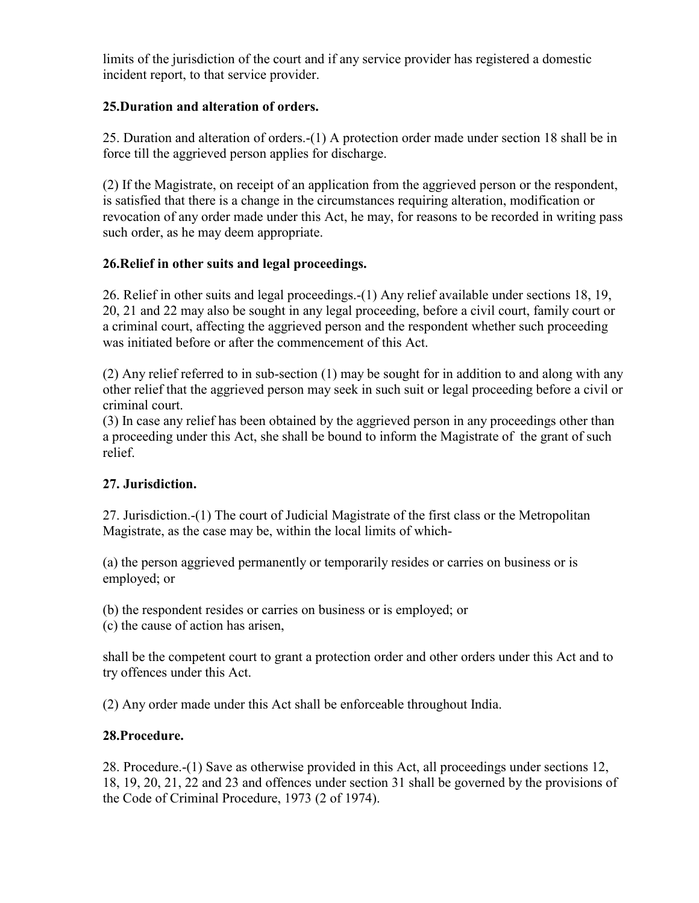limits of the jurisdiction of the court and if any service provider has registered a domestic incident report, to that service provider.

### 25.Duration and alteration of orders.

25. Duration and alteration of orders.-(1) A protection order made under section 18 shall be in force till the aggrieved person applies for discharge.

(2) If the Magistrate, on receipt of an application from the aggrieved person or the respondent, is satisfied that there is a change in the circumstances requiring alteration, modification or revocation of any order made under this Act, he may, for reasons to be recorded in writing pass such order, as he may deem appropriate.

### 26.Relief in other suits and legal proceedings.

26. Relief in other suits and legal proceedings.-(1) Any relief available under sections 18, 19, 20, 21 and 22 may also be sought in any legal proceeding, before a civil court, family court or a criminal court, affecting the aggrieved person and the respondent whether such proceeding was initiated before or after the commencement of this Act.

(2) Any relief referred to in sub-section (1) may be sought for in addition to and along with any other relief that the aggrieved person may seek in such suit or legal proceeding before a civil or criminal court.

(3) In case any relief has been obtained by the aggrieved person in any proceedings other than a proceeding under this Act, she shall be bound to inform the Magistrate of the grant of such relief.

### 27. Jurisdiction.

27. Jurisdiction.-(1) The court of Judicial Magistrate of the first class or the Metropolitan Magistrate, as the case may be, within the local limits of which-

(a) the person aggrieved permanently or temporarily resides or carries on business or is employed; or

(b) the respondent resides or carries on business or is employed; or

(c) the cause of action has arisen,

shall be the competent court to grant a protection order and other orders under this Act and to try offences under this Act.

(2) Any order made under this Act shall be enforceable throughout India.

### 28.Procedure.

28. Procedure.-(1) Save as otherwise provided in this Act, all proceedings under sections 12, 18, 19, 20, 21, 22 and 23 and offences under section 31 shall be governed by the provisions of the Code of Criminal Procedure, 1973 (2 of 1974).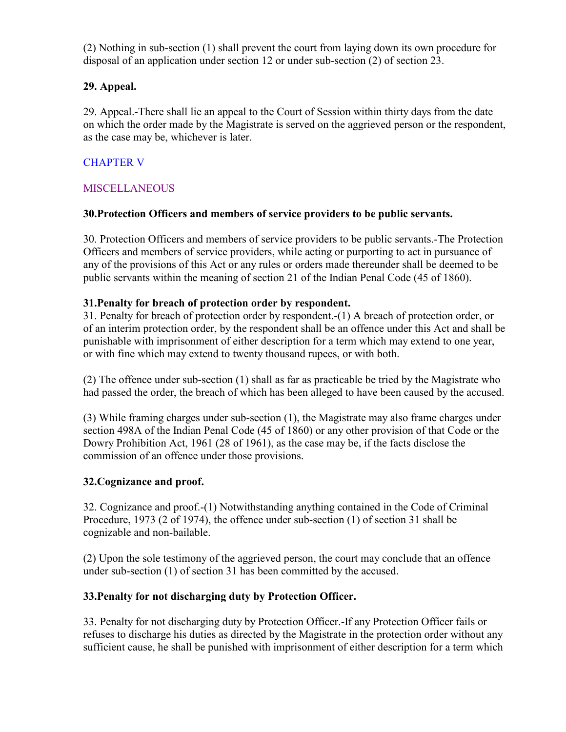(2) Nothing in sub-section (1) shall prevent the court from laying down its own procedure for disposal of an application under section 12 or under sub-section (2) of section 23.

### 29. Appeal.

29. Appeal.-There shall lie an appeal to the Court of Session within thirty days from the date on which the order made by the Magistrate is served on the aggrieved person or the respondent, as the case may be, whichever is later.

## CHAPTER V

## MISCELLANEOUS

### 30.Protection Officers and members of service providers to be public servants.

30. Protection Officers and members of service providers to be public servants.-The Protection Officers and members of service providers, while acting or purporting to act in pursuance of any of the provisions of this Act or any rules or orders made thereunder shall be deemed to be public servants within the meaning of section 21 of the Indian Penal Code (45 of 1860).

### 31.Penalty for breach of protection order by respondent.

31. Penalty for breach of protection order by respondent.-(1) A breach of protection order, or of an interim protection order, by the respondent shall be an offence under this Act and shall be punishable with imprisonment of either description for a term which may extend to one year, or with fine which may extend to twenty thousand rupees, or with both.

(2) The offence under sub-section (1) shall as far as practicable be tried by the Magistrate who had passed the order, the breach of which has been alleged to have been caused by the accused.

(3) While framing charges under sub-section (1), the Magistrate may also frame charges under section 498A of the Indian Penal Code (45 of 1860) or any other provision of that Code or the Dowry Prohibition Act, 1961 (28 of 1961), as the case may be, if the facts disclose the commission of an offence under those provisions.

### 32.Cognizance and proof.

32. Cognizance and proof.-(1) Notwithstanding anything contained in the Code of Criminal Procedure, 1973 (2 of 1974), the offence under sub-section (1) of section 31 shall be cognizable and non-bailable.

(2) Upon the sole testimony of the aggrieved person, the court may conclude that an offence under sub-section (1) of section 31 has been committed by the accused.

### 33.Penalty for not discharging duty by Protection Officer.

33. Penalty for not discharging duty by Protection Officer.-If any Protection Officer fails or refuses to discharge his duties as directed by the Magistrate in the protection order without any sufficient cause, he shall be punished with imprisonment of either description for a term which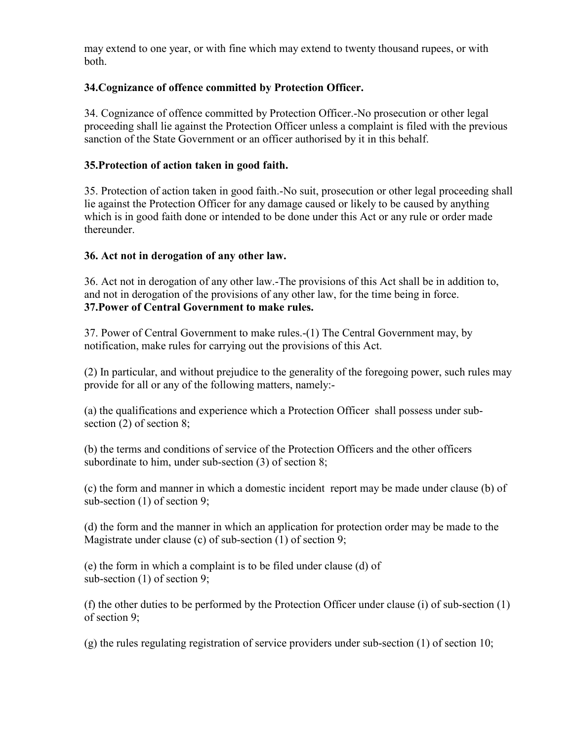may extend to one year, or with fine which may extend to twenty thousand rupees, or with both.

**34.Cognizance of offence committed by Protection Officer.**

34. Cognizance of offence committed by Protection Officer.-No prosecution or other legal proceeding shall lie against the Protection Officer unless a complaint is filed with the previous sanction of the State Government or an officer authorised by it in this behalf.

**35.Protection of action taken in good faith.**

35. Protection of action taken in good faith.-No suit, prosecution or other legal proceeding shall lie against the Protection Officer for any damage caused or likely to be caused by anything which is in good faith done or intended to be done under this Act or any rule or order made thereunder.

**36. Act not in derogation of any other law.**

36. Act not in derogation of any other law.-The provisions of this Act shall be in addition to, and not in derogation of the provisions of any other law, for the time being in force.

**37.Power of Central Government to make rules.**

37. Power of Central Government to make rules.-(1) The Central Government may, by notification, make rules for carrying out the provisions of this Act.

(2) In particular, and without prejudice to the generality of the foregoing power, such rules may provide for all or any of the following matters, namely:-

(a) the qualifications and experience which a Protection Officer shall possess under sub-section (2) of section 8;

(b) the terms and conditions of service of the Protection Officers and the other officers subordinate to him, under sub-section (3) of section 8;

(c) the form and manner in which a domestic incident report may be made under clause (b) of sub-section (1) of section 9;

(d) the form and the manner in which an application for protection order may be made to the Magistrate under clause (c) of sub-section (1) of section 9;

(e) the form in which a complaint is to be filed under clause (d) of sub-section (1) of section 9;

(f) the other duties to be performed by the Protection Officer under clause (i) of sub-section (1) of section 9;

(g) the rules regulating registration of service providers under sub-section (1) of section 10;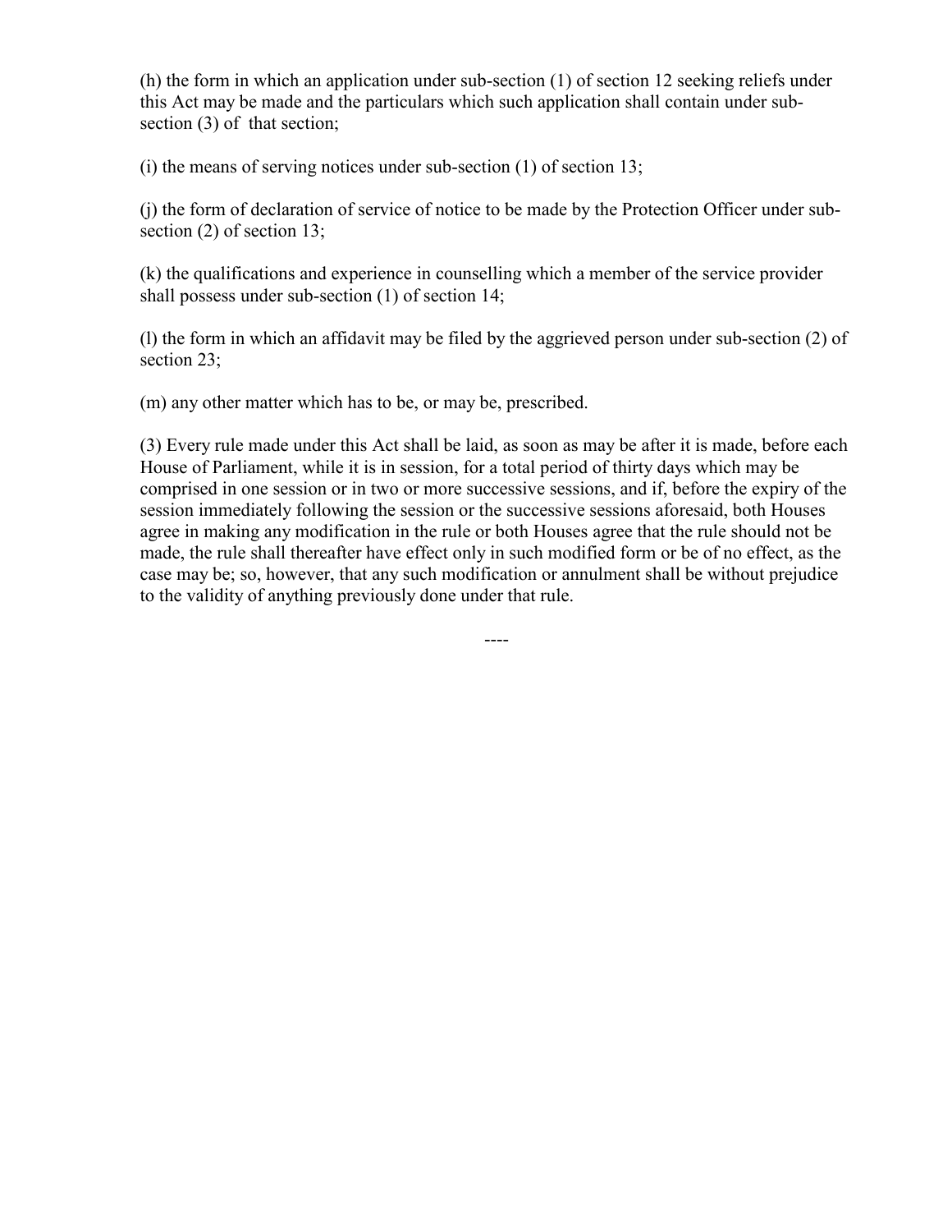(h) the form in which an application under sub-section (1) of section 12 seeking reliefs under this Act may be made and the particulars which such application shall contain under sub-section (3) of that section;

(i) the means of serving notices under sub-section (1) of section 13;

(j) the form of declaration of service of notice to be made by the Protection Officer under sub-section (2) of section 13;

(k) the qualifications and experience in counselling which a member of the service provider shall possess under sub-section (1) of section 14;

(l) the form in which an affidavit may be filed by the aggrieved person under sub-section (2) of section 23;

(m) any other matter which has to be, or may be, prescribed.

(3) Every rule made under this Act shall be laid, as soon as may be after it is made, before each House of Parliament, while it is in session, for a total period of thirty days which may be comprised in one session or in two or more successive sessions, and if, before the expiry of the session immediately following the session or the successive sessions aforesaid, both Houses agree in making any modification in the rule or both Houses agree that the rule should not be made, the rule shall thereafter have effect only in such modified form or be of no effect, as the case may be; so, however, that any such modification or annulment shall be without prejudice to the validity of anything previously done under that rule.

----